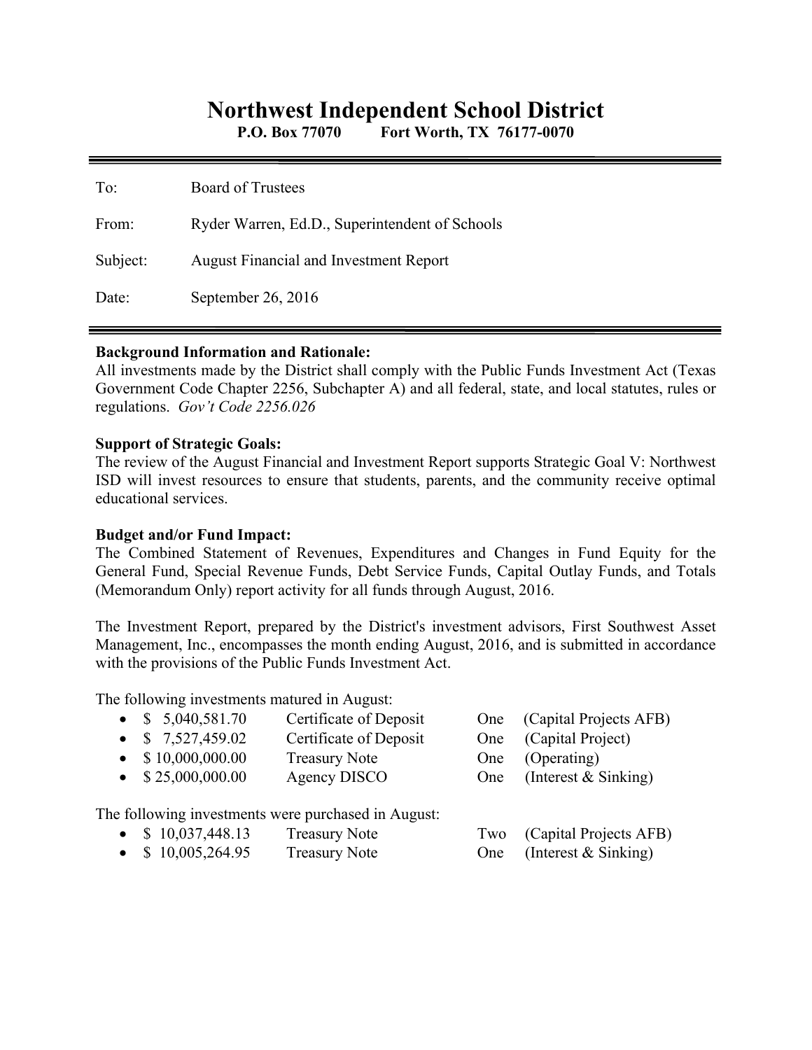# Northwest Independent School District

**P.O. Box 77070 Fort Worth, TX 76177-0070**

---

| | |
|---|---|
| To: | Board of Trustees |
| From: | Ryder Warren, Ed.D., Superintendent of Schools |
| Subject: | August Financial and Investment Report |
| Date: | September 26, 2016 |

---

**Background Information and Rationale:**
All investments made by the District shall comply with the Public Funds Investment Act (Texas Government Code Chapter 2256, Subchapter A) and all federal, state, and local statutes, rules or regulations. *Gov't Code 2256.026*

**Support of Strategic Goals:**
The review of the August Financial and Investment Report supports Strategic Goal V: Northwest ISD will invest resources to ensure that students, parents, and the community receive optimal educational services.

**Budget and/or Fund Impact:**
The Combined Statement of Revenues, Expenditures and Changes in Fund Equity for the General Fund, Special Revenue Funds, Debt Service Funds, Capital Outlay Funds, and Totals (Memorandum Only) report activity for all funds through August, 2016.

The Investment Report, prepared by the District's investment advisors, First Southwest Asset Management, Inc., encompasses the month ending August, 2016, and is submitted in accordance with the provisions of the Public Funds Investment Act.

The following investments matured in August:

- $ 5,040,581.70 Certificate of Deposit One (Capital Projects AFB)
- $ 7,527,459.02 Certificate of Deposit One (Capital Project)
- $ 10,000,000.00 Treasury Note One (Operating)
- $ 25,000,000.00 Agency DISCO One (Interest & Sinking)

The following investments were purchased in August:

- $ 10,037,448.13 Treasury Note Two (Capital Projects AFB)
- $ 10,005,264.95 Treasury Note One (Interest & Sinking)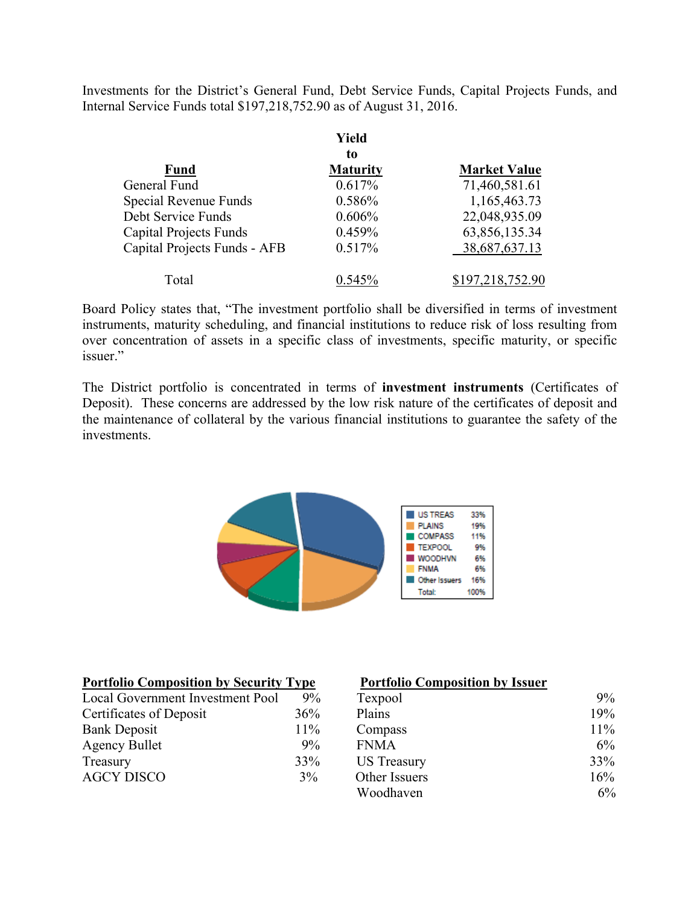Investments for the District's General Fund, Debt Service Funds, Capital Projects Funds, and Internal Service Funds total $197,218,752.90 as of August 31, 2016.

| Fund | Yield to Maturity | Market Value |
|---|---|---|
| General Fund | 0.617% | 71,460,581.61 |
| Special Revenue Funds | 0.586% | 1,165,463.73 |
| Debt Service Funds | 0.606% | 22,048,935.09 |
| Capital Projects Funds | 0.459% | 63,856,135.34 |
| Capital Projects Funds - AFB | 0.517% | 38,687,637.13 |
| Total | 0.545% | $197,218,752.90 |

Board Policy states that, "The investment portfolio shall be diversified in terms of investment instruments, maturity scheduling, and financial institutions to reduce risk of loss resulting from over concentration of assets in a specific class of investments, specific maturity, or specific issuer."

The District portfolio is concentrated in terms of **investment instruments** (Certificates of Deposit). These concerns are addressed by the low risk nature of the certificates of deposit and the maintenance of collateral by the various financial institutions to guarantee the safety of the investments.

| | |
|---|---|
| US TREAS | 33% |
| PLAINS | 19% |
| COMPASS | 11% |
| TEXPOOL | 9% |
| WOODHVN | 6% |
| FNMA | 6% |
| Other Issuers | 16% |
| Total: | 100% |

**Portfolio Composition by Security Type**

| | |
|---|---|
| Local Government Investment Pool | 9% |
| Certificates of Deposit | 36% |
| Bank Deposit | 11% |
| Agency Bullet | 9% |
| Treasury | 33% |
| AGCY DISCO | 3% |

**Portfolio Composition by Issuer**

| | |
|---|---|
| Texpool | 9% |
| Plains | 19% |
| Compass | 11% |
| FNMA | 6% |
| US Treasury | 33% |
| Other Issuers | 16% |
| Woodhaven | 6% |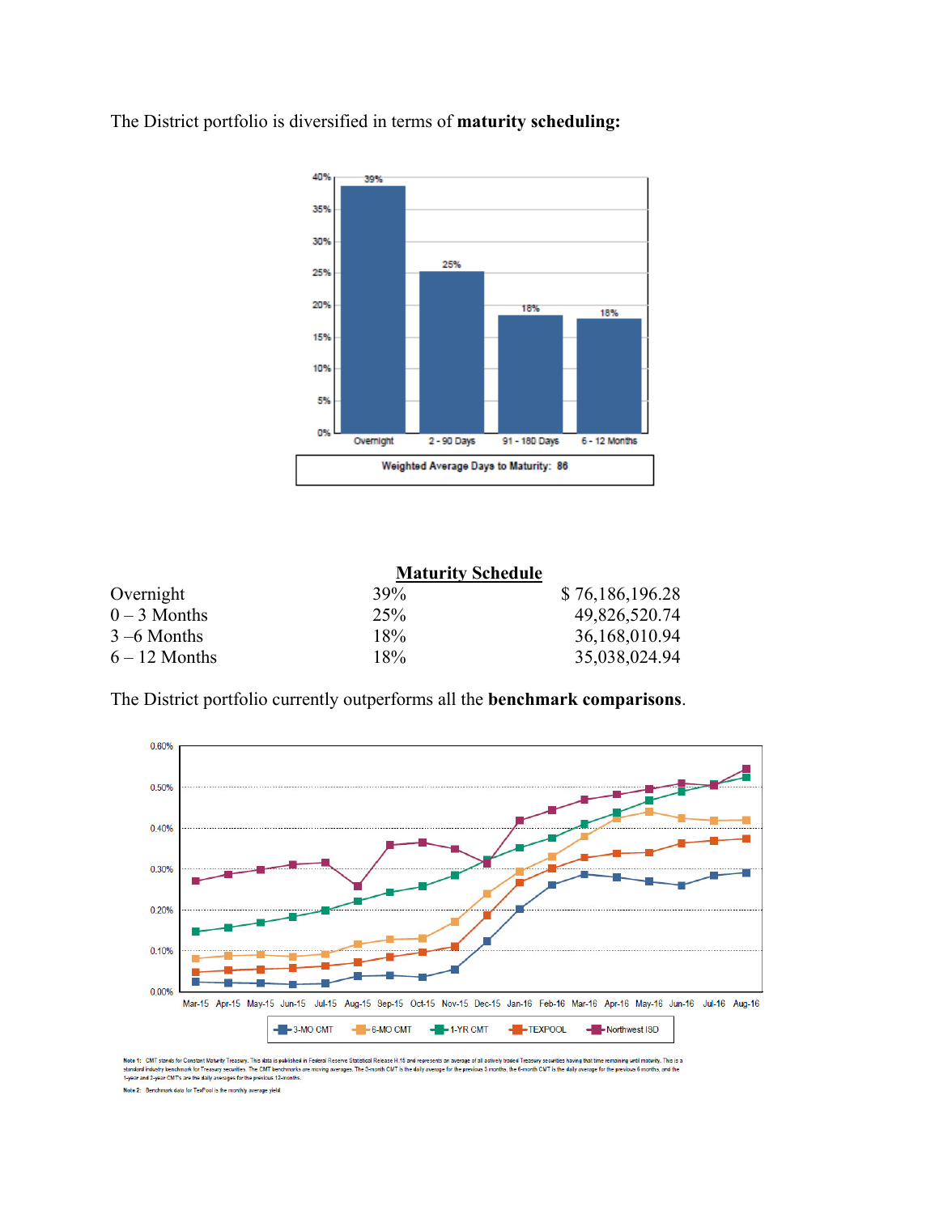The District portfolio is diversified in terms of **maturity scheduling:**

**Maturity Schedule**

| | | |
|---|---|---|
| Overnight | 39% | $ 76,186,196.28 |
| 0 – 3 Months | 25% | 49,826,520.74 |
| 3 –6 Months | 18% | 36,168,010.94 |
| 6 – 12 Months | 18% | 35,038,024.94 |

The District portfolio currently outperforms all the **benchmark comparisons**.

Note 1: CMT stands for Constant Maturity Treasury. This data is published in Federal Reserve Statistical Release H.15 and represents an average of all actively traded Treasury securities having that time remaining until maturity. This is a standard industry benchmark for Treasury securities. The CMT benchmarks are moving averages. The 3-month CMT is the daily average for the previous 3 months, the 6-month CMT is the daily average for the previous 6 months, and the 1-year and 2-year CMT's are the daily averages for the previous 12-months.

Note 2: Benchmark data for TexPool is the monthly average yield.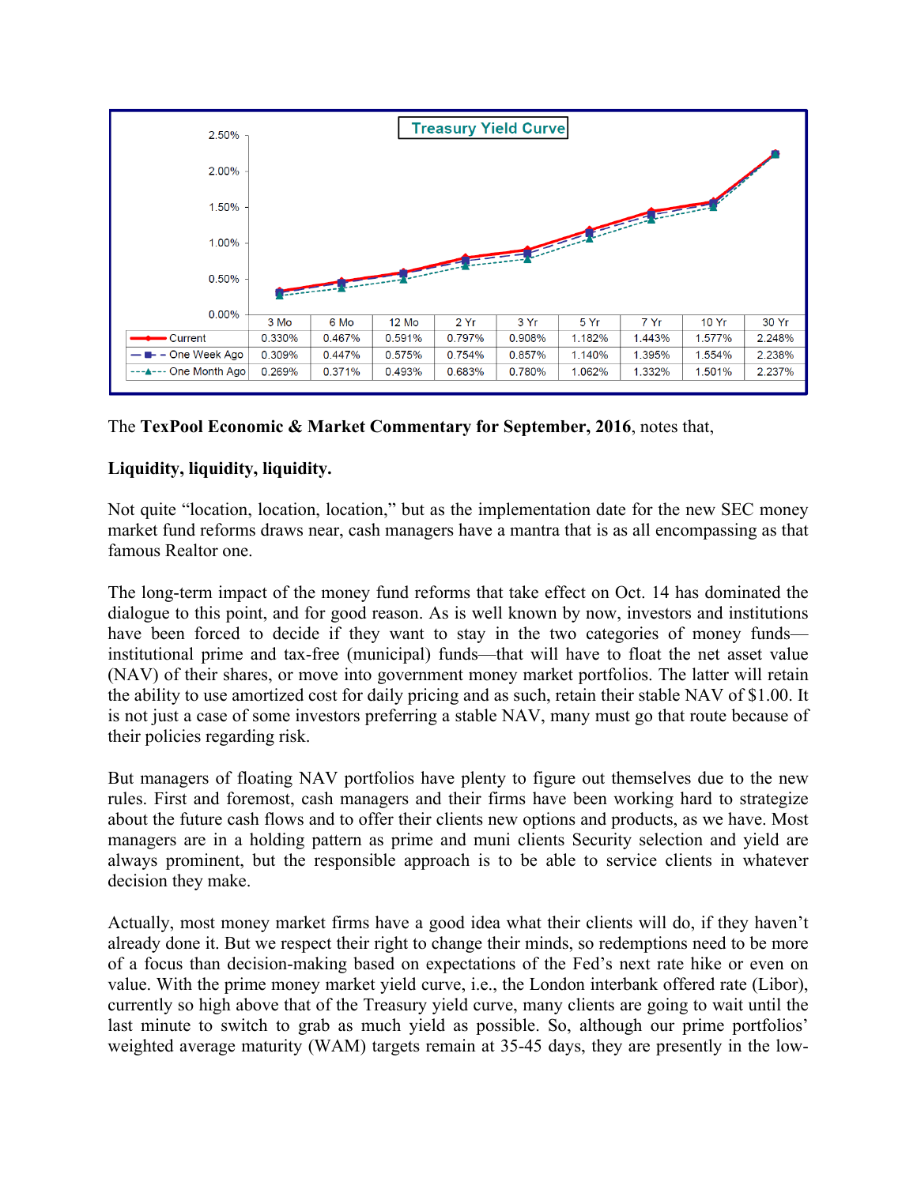**Treasury Yield Curve**

| | 3 Mo | 6 Mo | 12 Mo | 2 Yr | 3 Yr | 5 Yr | 7 Yr | 10 Yr | 30 Yr |
|---|---|---|---|---|---|---|---|---|---|
| Current | 0.330% | 0.467% | 0.591% | 0.797% | 0.908% | 1.182% | 1.443% | 1.577% | 2.248% |
| One Week Ago | 0.309% | 0.447% | 0.575% | 0.754% | 0.857% | 1.140% | 1.395% | 1.554% | 2.238% |
| One Month Ago | 0.269% | 0.371% | 0.493% | 0.683% | 0.780% | 1.062% | 1.332% | 1.501% | 2.237% |

The **TexPool Economic & Market Commentary for September, 2016**, notes that,

**Liquidity, liquidity, liquidity.**

Not quite "location, location, location," but as the implementation date for the new SEC money market fund reforms draws near, cash managers have a mantra that is as all encompassing as that famous Realtor one.

The long-term impact of the money fund reforms that take effect on Oct. 14 has dominated the dialogue to this point, and for good reason. As is well known by now, investors and institutions have been forced to decide if they want to stay in the two categories of money funds—institutional prime and tax-free (municipal) funds—that will have to float the net asset value (NAV) of their shares, or move into government money market portfolios. The latter will retain the ability to use amortized cost for daily pricing and as such, retain their stable NAV of $1.00. It is not just a case of some investors preferring a stable NAV, many must go that route because of their policies regarding risk.

But managers of floating NAV portfolios have plenty to figure out themselves due to the new rules. First and foremost, cash managers and their firms have been working hard to strategize about the future cash flows and to offer their clients new options and products, as we have. Most managers are in a holding pattern as prime and muni clients Security selection and yield are always prominent, but the responsible approach is to be able to service clients in whatever decision they make.

Actually, most money market firms have a good idea what their clients will do, if they haven't already done it. But we respect their right to change their minds, so redemptions need to be more of a focus than decision-making based on expectations of the Fed's next rate hike or even on value. With the prime money market yield curve, i.e., the London interbank offered rate (Libor), currently so high above that of the Treasury yield curve, many clients are going to wait until the last minute to switch to grab as much yield as possible. So, although our prime portfolios' weighted average maturity (WAM) targets remain at 35-45 days, they are presently in the low-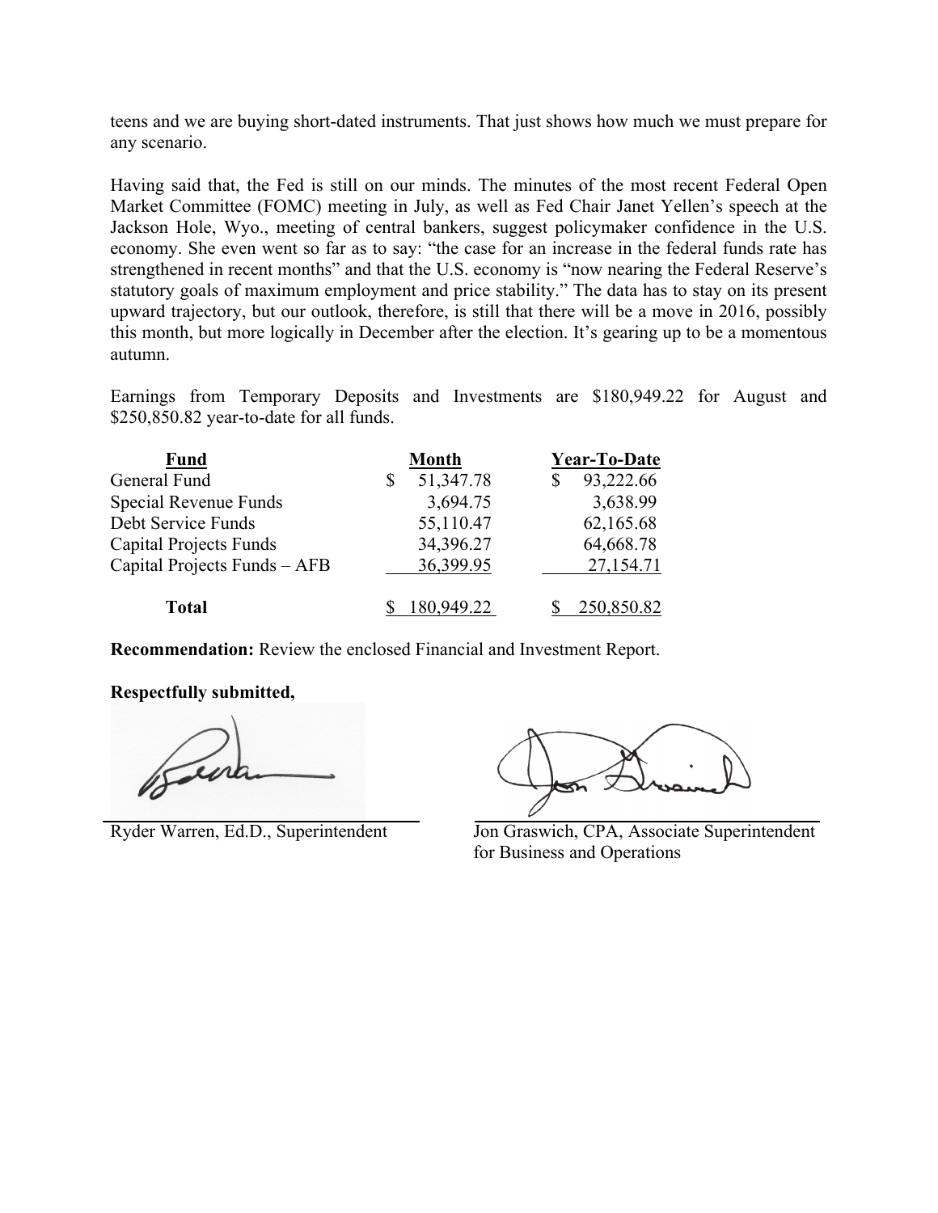teens and we are buying short-dated instruments. That just shows how much we must prepare for any scenario.

Having said that, the Fed is still on our minds. The minutes of the most recent Federal Open Market Committee (FOMC) meeting in July, as well as Fed Chair Janet Yellen's speech at the Jackson Hole, Wyo., meeting of central bankers, suggest policymaker confidence in the U.S. economy. She even went so far as to say: "the case for an increase in the federal funds rate has strengthened in recent months" and that the U.S. economy is "now nearing the Federal Reserve's statutory goals of maximum employment and price stability." The data has to stay on its present upward trajectory, but our outlook, therefore, is still that there will be a move in 2016, possibly this month, but more logically in December after the election. It's gearing up to be a momentous autumn.

Earnings from Temporary Deposits and Investments are $180,949.22 for August and $250,850.82 year-to-date for all funds.

| Fund | Month | Year-To-Date |
|---|---|---|
| General Fund | $ 51,347.78 | $ 93,222.66 |
| Special Revenue Funds | 3,694.75 | 3,638.99 |
| Debt Service Funds | 55,110.47 | 62,165.68 |
| Capital Projects Funds | 34,396.27 | 64,668.78 |
| Capital Projects Funds – AFB | 36,399.95 | 27,154.71 |
| **Total** | $ 180,949.22 | $ 250,850.82 |

**Recommendation:** Review the enclosed Financial and Investment Report.

**Respectfully submitted,**

Ryder Warren, Ed.D., Superintendent

Jon Graswich, CPA, Associate Superintendent for Business and Operations